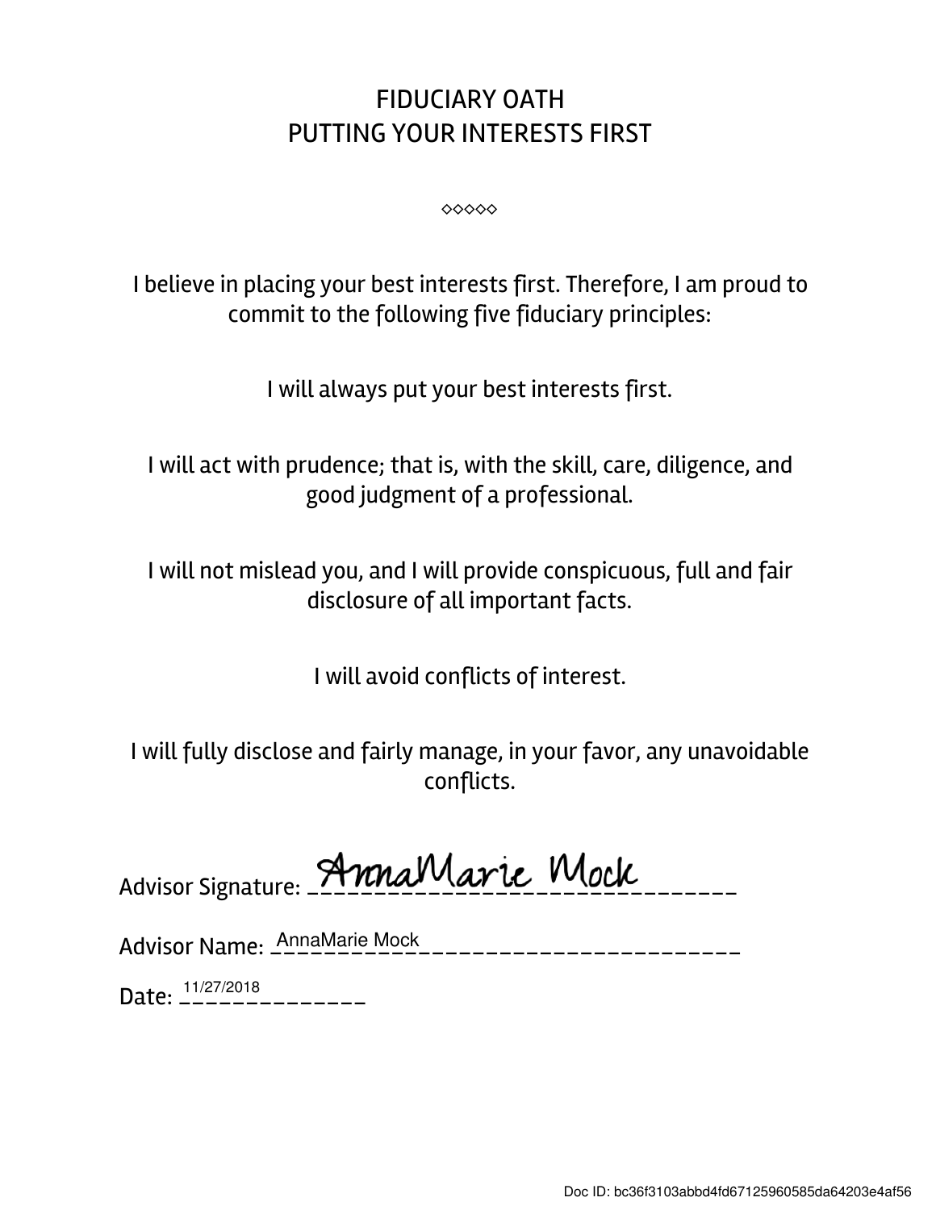# FIDUCIARY OATH
## PUTTING YOUR INTERESTS FIRST

◇◇◇◇◇

I believe in placing your best interests first. Therefore, I am proud to commit to the following five fiduciary principles:

I will always put your best interests first.

I will act with prudence; that is, with the skill, care, diligence, and good judgment of a professional.

I will not mislead you, and I will provide conspicuous, full and fair disclosure of all important facts.

I will avoid conflicts of interest.

I will fully disclose and fairly manage, in your favor, any unavoidable conflicts.

Advisor Signature: AnnaMarie Mock

Advisor Name: AnnaMarie Mock

Date: 11/27/2018

Doc ID: bc36f3103abbd4fd67125960585da64203e4af56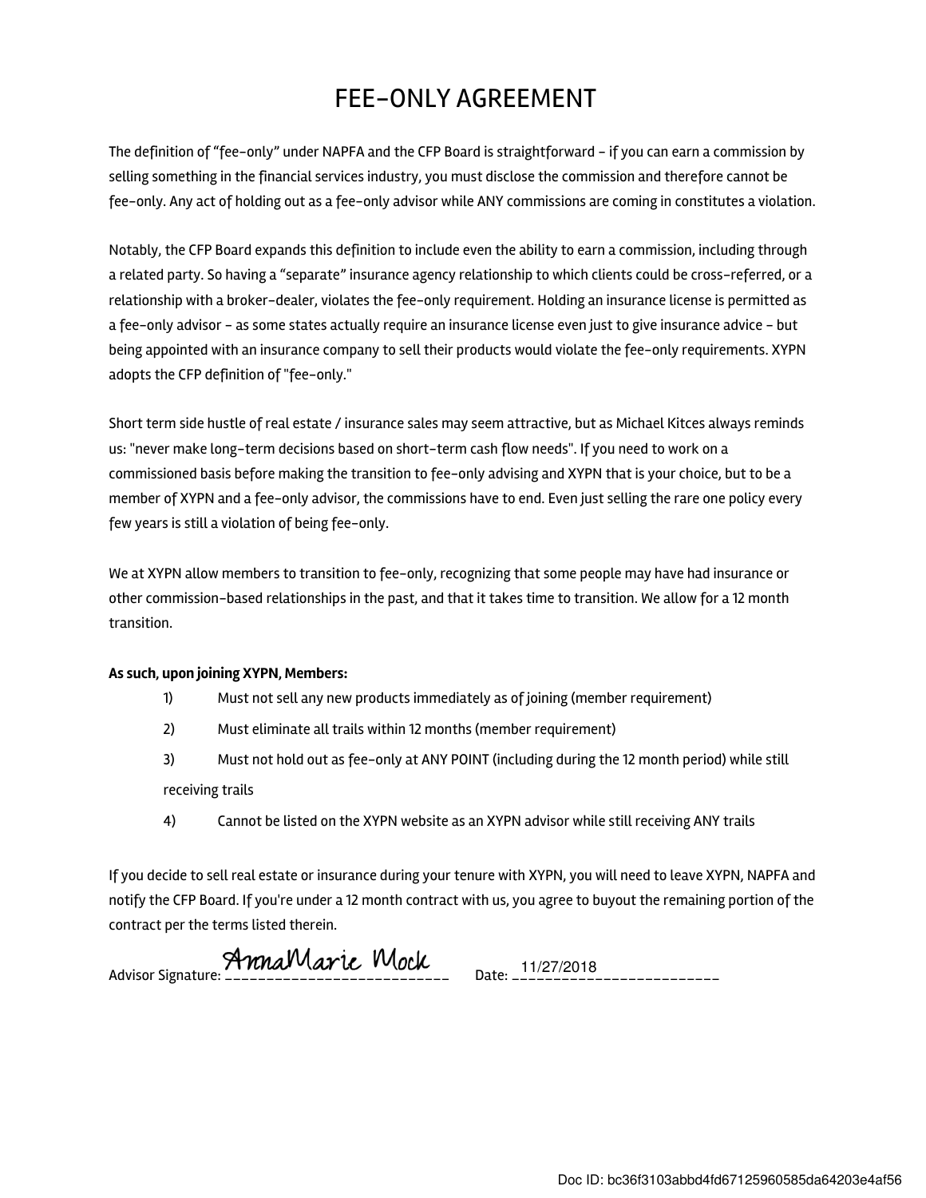# FEE-ONLY AGREEMENT

The definition of "fee-only" under NAPFA and the CFP Board is straightforward – if you can earn a commission by selling something in the financial services industry, you must disclose the commission and therefore cannot be fee-only. Any act of holding out as a fee-only advisor while ANY commissions are coming in constitutes a violation.

Notably, the CFP Board expands this definition to include even the ability to earn a commission, including through a related party. So having a "separate" insurance agency relationship to which clients could be cross-referred, or a relationship with a broker-dealer, violates the fee-only requirement. Holding an insurance license is permitted as a fee-only advisor – as some states actually require an insurance license even just to give insurance advice – but being appointed with an insurance company to sell their products would violate the fee-only requirements. XYPN adopts the CFP definition of "fee-only."

Short term side hustle of real estate / insurance sales may seem attractive, but as Michael Kitces always reminds us: "never make long-term decisions based on short-term cash flow needs". If you need to work on a commissioned basis before making the transition to fee-only advising and XYPN that is your choice, but to be a member of XYPN and a fee-only advisor, the commissions have to end. Even just selling the rare one policy every few years is still a violation of being fee-only.

We at XYPN allow members to transition to fee-only, recognizing that some people may have had insurance or other commission-based relationships in the past, and that it takes time to transition. We allow for a 12 month transition.

**As such, upon joining XYPN, Members:**

1) Must not sell any new products immediately as of joining (member requirement)
2) Must eliminate all trails within 12 months (member requirement)
3) Must not hold out as fee-only at ANY POINT (including during the 12 month period) while still receiving trails
4) Cannot be listed on the XYPN website as an XYPN advisor while still receiving ANY trails

If you decide to sell real estate or insurance during your tenure with XYPN, you will need to leave XYPN, NAPFA and notify the CFP Board. If you're under a 12 month contract with us, you agree to buyout the remaining portion of the contract per the terms listed therein.

Advisor Signature: AnnaMarie Mock　　Date: 11/27/2018

Doc ID: bc36f3103abbd4fd67125960585da64203e4af56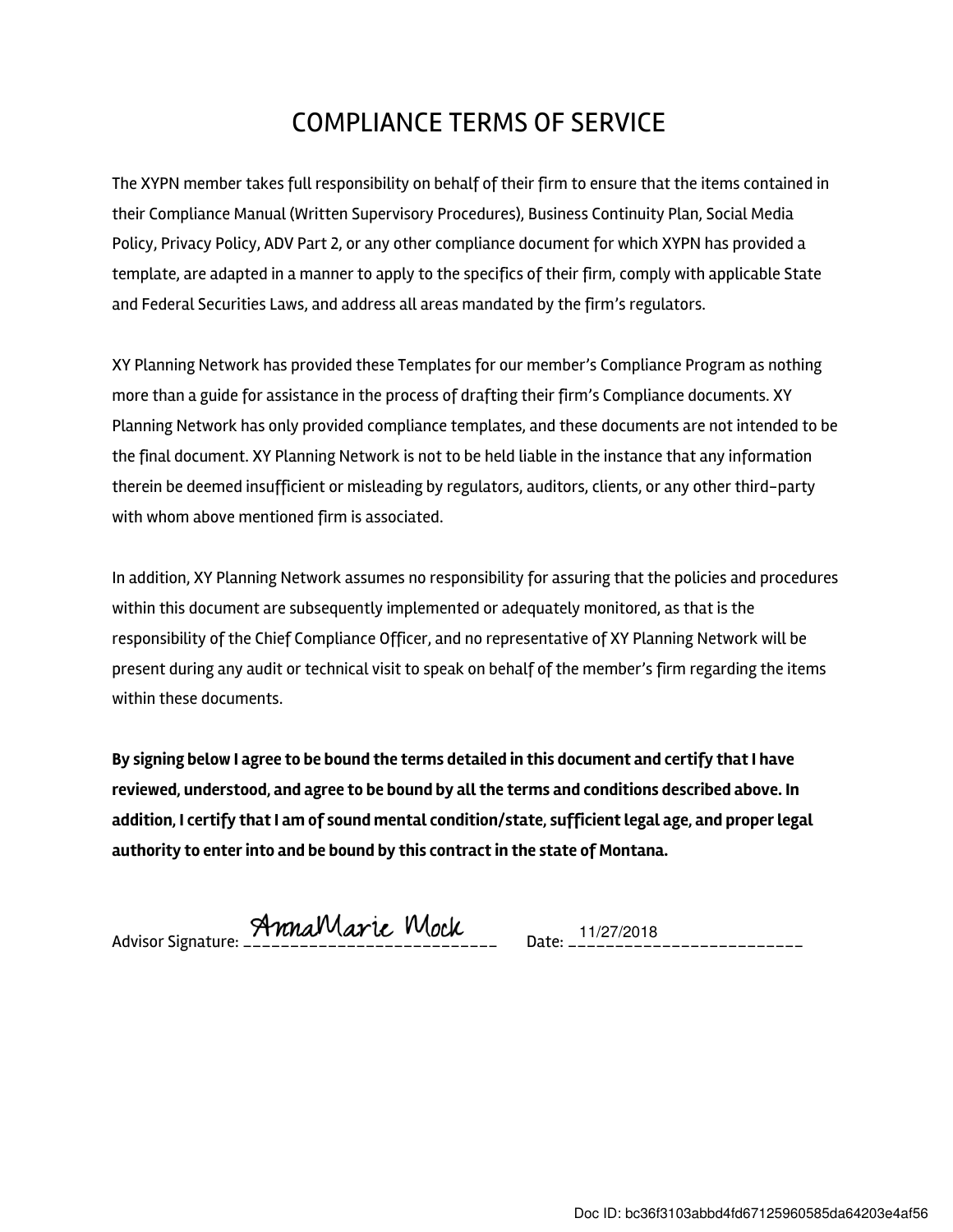# COMPLIANCE TERMS OF SERVICE

The XYPN member takes full responsibility on behalf of their firm to ensure that the items contained in their Compliance Manual (Written Supervisory Procedures), Business Continuity Plan, Social Media Policy, Privacy Policy, ADV Part 2, or any other compliance document for which XYPN has provided a template, are adapted in a manner to apply to the specifics of their firm, comply with applicable State and Federal Securities Laws, and address all areas mandated by the firm's regulators.

XY Planning Network has provided these Templates for our member's Compliance Program as nothing more than a guide for assistance in the process of drafting their firm's Compliance documents. XY Planning Network has only provided compliance templates, and these documents are not intended to be the final document. XY Planning Network is not to be held liable in the instance that any information therein be deemed insufficient or misleading by regulators, auditors, clients, or any other third-party with whom above mentioned firm is associated.

In addition, XY Planning Network assumes no responsibility for assuring that the policies and procedures within this document are subsequently implemented or adequately monitored, as that is the responsibility of the Chief Compliance Officer, and no representative of XY Planning Network will be present during any audit or technical visit to speak on behalf of the member's firm regarding the items within these documents.

**By signing below I agree to be bound the terms detailed in this document and certify that I have reviewed, understood, and agree to be bound by all the terms and conditions described above. In addition, I certify that I am of sound mental condition/state, sufficient legal age, and proper legal authority to enter into and be bound by this contract in the state of Montana.**

Advisor Signature: AnnaMarie Mock Date: 11/27/2018

Doc ID: bc36f3103abbd4fd67125960585da64203e4af56